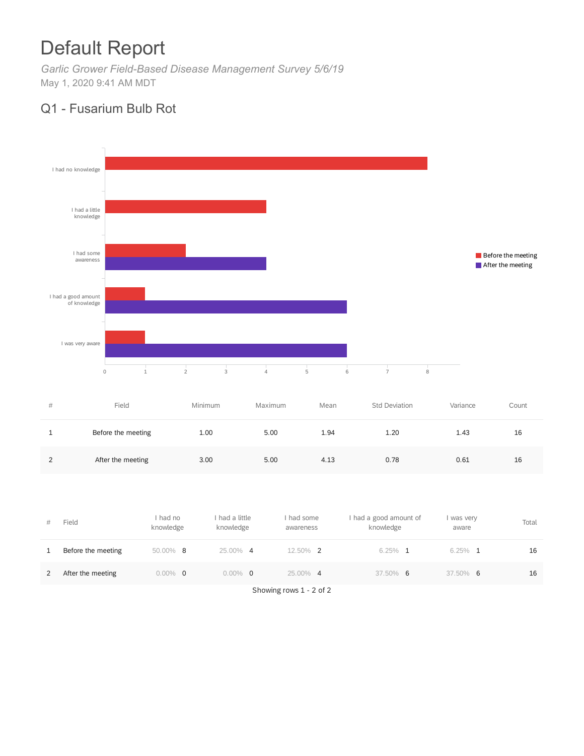# Default Report

*Garlic Grower Field-Based Disease Management Survey 5/6/19*

May 1, 2020 9:41 AM MDT

## Q1 - Fusarium Bulb Rot

| # | Field | Minimum | Maximum | Mean | Std Deviation | Variance | Count |
|---|---|---|---|---|---|---|---|
| 1 | Before the meeting | 1.00 | 5.00 | 1.94 | 1.20 | 1.43 | 16 |
| 2 | After the meeting | 3.00 | 5.00 | 4.13 | 0.78 | 0.61 | 16 |

| # | Field | I had no knowledge | I had a little knowledge | I had some awareness | I had a good amount of knowledge | I was very aware | Total |
|---|---|---|---|---|---|---|---|
| 1 | Before the meeting | 50.00% 8 | 25.00% 4 | 12.50% 2 | 6.25% 1 | 6.25% 1 | 16 |
| 2 | After the meeting | 0.00% 0 | 0.00% 0 | 25.00% 4 | 37.50% 6 | 37.50% 6 | 16 |

Showing rows 1 - 2 of 2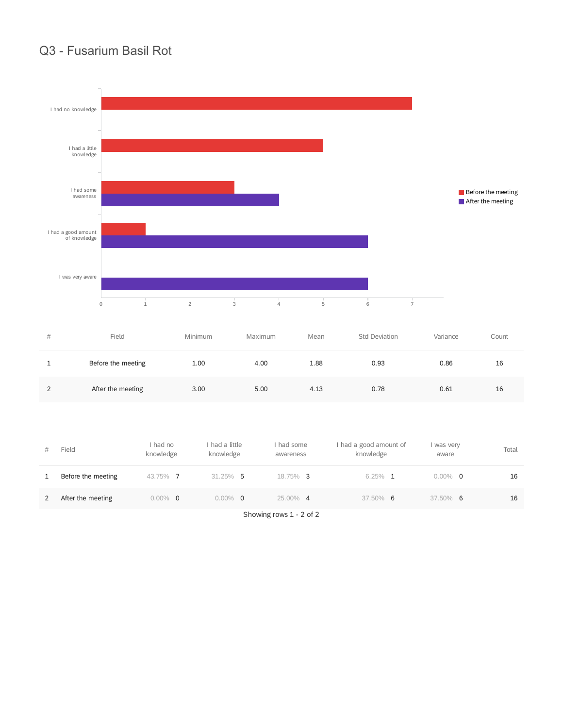## Q3 - Fusarium Basil Rot

| # | Field | Minimum | Maximum | Mean | Std Deviation | Variance | Count |
|---|---|---|---|---|---|---|---|
| 1 | Before the meeting | 1.00 | 4.00 | 1.88 | 0.93 | 0.86 | 16 |
| 2 | After the meeting | 3.00 | 5.00 | 4.13 | 0.78 | 0.61 | 16 |

| # | Field | I had no knowledge | | I had a little knowledge | | I had some awareness | | I had a good amount of knowledge | | I was very aware | | Total |
|---|---|---|---|---|---|---|---|---|---|---|---|---|
| 1 | Before the meeting | 43.75% | 7 | 31.25% | 5 | 18.75% | 3 | 6.25% | 1 | 0.00% | 0 | 16 |
| 2 | After the meeting | 0.00% | 0 | 0.00% | 0 | 25.00% | 4 | 37.50% | 6 | 37.50% | 6 | 16 |

Showing rows 1 - 2 of 2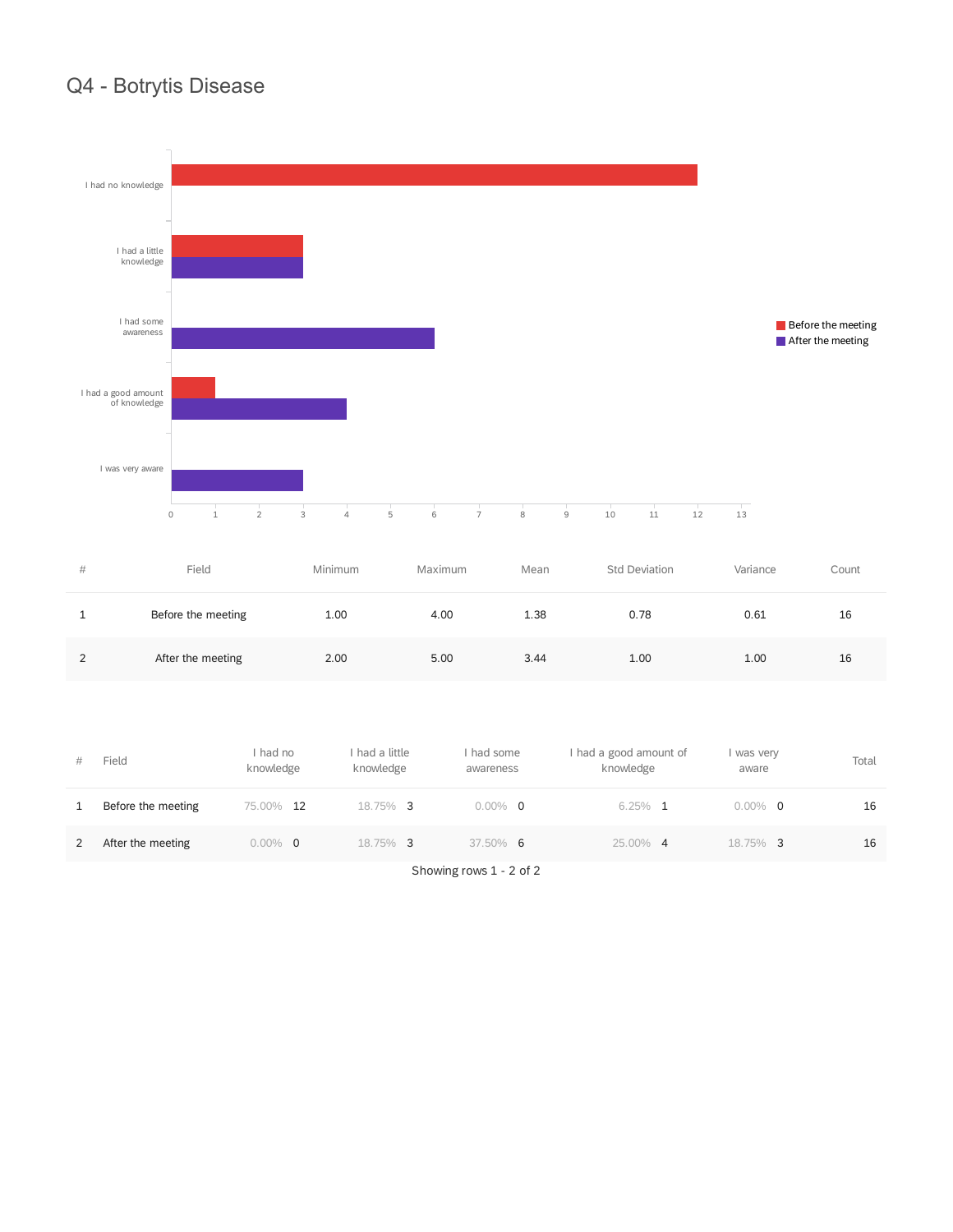# Q4 - Botrytis Disease

| # | Field | Minimum | Maximum | Mean | Std Deviation | Variance | Count |
|---|---|---|---|---|---|---|---|
| 1 | Before the meeting | 1.00 | 4.00 | 1.38 | 0.78 | 0.61 | 16 |
| 2 | After the meeting | 2.00 | 5.00 | 3.44 | 1.00 | 1.00 | 16 |

| # | Field | I had no knowledge | I had a little knowledge | I had some awareness | I had a good amount of knowledge | I was very aware | Total |
|---|---|---|---|---|---|---|---|
| 1 | Before the meeting | 75.00% 12 | 18.75% 3 | 0.00% 0 | 6.25% 1 | 0.00% 0 | 16 |
| 2 | After the meeting | 0.00% 0 | 18.75% 3 | 37.50% 6 | 25.00% 4 | 18.75% 3 | 16 |

Showing rows 1 - 2 of 2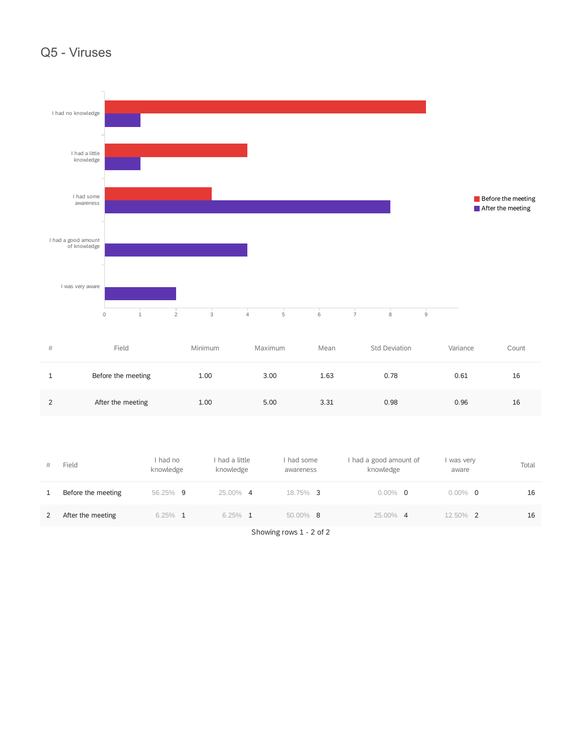# Q5 - Viruses

| # | Field | Minimum | Maximum | Mean | Std Deviation | Variance | Count |
|---|---|---|---|---|---|---|---|
| 1 | Before the meeting | 1.00 | 3.00 | 1.63 | 0.78 | 0.61 | 16 |
| 2 | After the meeting | 1.00 | 5.00 | 3.31 | 0.98 | 0.96 | 16 |

| # | Field | I had no knowledge | I had a little knowledge | I had some awareness | I had a good amount of knowledge | I was very aware | Total |
|---|---|---|---|---|---|---|---|
| 1 | Before the meeting | 56.25% 9 | 25.00% 4 | 18.75% 3 | 0.00% 0 | 0.00% 0 | 16 |
| 2 | After the meeting | 6.25% 1 | 6.25% 1 | 50.00% 8 | 25.00% 4 | 12.50% 2 | 16 |

Showing rows 1 - 2 of 2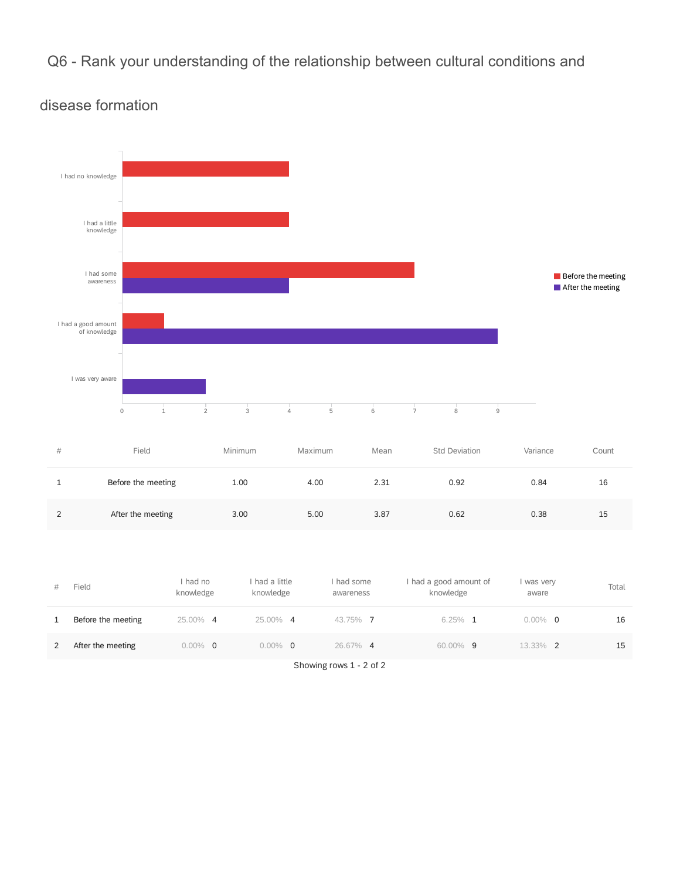## Q6 - Rank your understanding of the relationship between cultural conditions and disease formation

| # | Field | Minimum | Maximum | Mean | Std Deviation | Variance | Count |
|---|---|---|---|---|---|---|---|
| 1 | Before the meeting | 1.00 | 4.00 | 2.31 | 0.92 | 0.84 | 16 |
| 2 | After the meeting | 3.00 | 5.00 | 3.87 | 0.62 | 0.38 | 15 |

| # | Field | I had no knowledge | | I had a little knowledge | | I had some awareness | | I had a good amount of knowledge | | I was very aware | | Total |
|---|---|---|---|---|---|---|---|---|---|---|---|---|
| 1 | Before the meeting | 25.00% | 4 | 25.00% | 4 | 43.75% | 7 | 6.25% | 1 | 0.00% | 0 | 16 |
| 2 | After the meeting | 0.00% | 0 | 0.00% | 0 | 26.67% | 4 | 60.00% | 9 | 13.33% | 2 | 15 |

Showing rows 1 - 2 of 2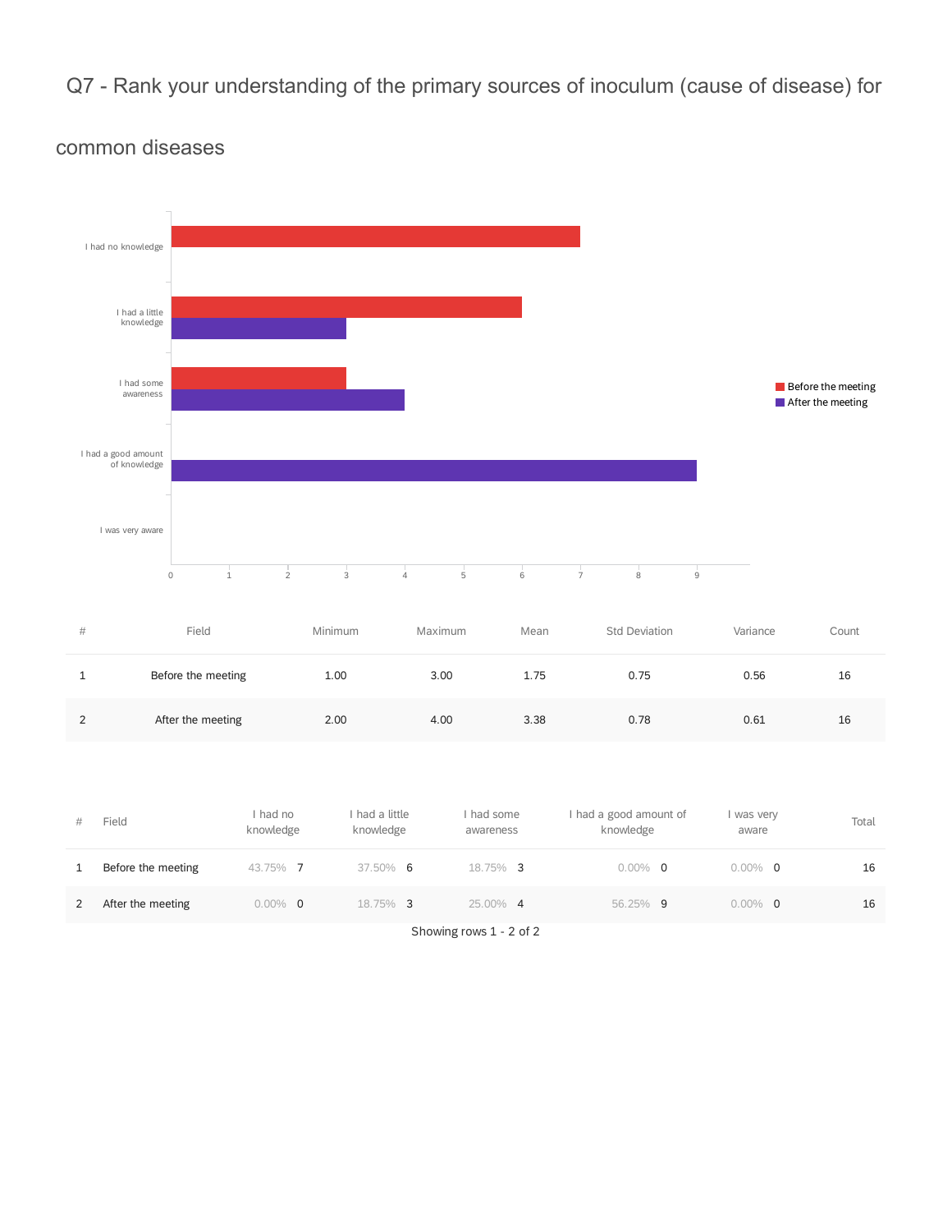# Q7 - Rank your understanding of the primary sources of inoculum (cause of disease) for common diseases

| # | Field | Minimum | Maximum | Mean | Std Deviation | Variance | Count |
|---|---|---|---|---|---|---|---|
| 1 | Before the meeting | 1.00 | 3.00 | 1.75 | 0.75 | 0.56 | 16 |
| 2 | After the meeting | 2.00 | 4.00 | 3.38 | 0.78 | 0.61 | 16 |

| # | Field | I had no knowledge | I had a little knowledge | I had some awareness | I had a good amount of knowledge | I was very aware | Total |
|---|---|---|---|---|---|---|---|
| 1 | Before the meeting | 43.75% 7 | 37.50% 6 | 18.75% 3 | 0.00% 0 | 0.00% 0 | 16 |
| 2 | After the meeting | 0.00% 0 | 18.75% 3 | 25.00% 4 | 56.25% 9 | 0.00% 0 | 16 |

Showing rows 1 - 2 of 2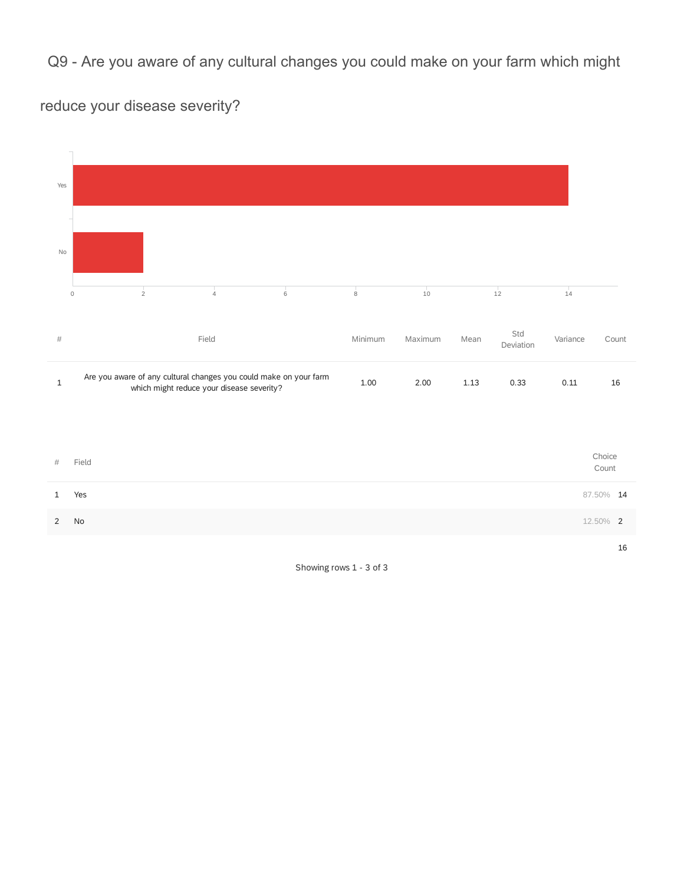## Q9 - Are you aware of any cultural changes you could make on your farm which might reduce your disease severity?

| # | Field | Minimum | Maximum | Mean | Std Deviation | Variance | Count |
|---|---|---|---|---|---|---|---|
| 1 | Are you aware of any cultural changes you could make on your farm which might reduce your disease severity? | 1.00 | 2.00 | 1.13 | 0.33 | 0.11 | 16 |

| # | Field | Choice Count | |
|---|---|---|---|
| 1 | Yes | 87.50% | 14 |
| 2 | No | 12.50% | 2 |
| | | | 16 |

Showing rows 1 - 3 of 3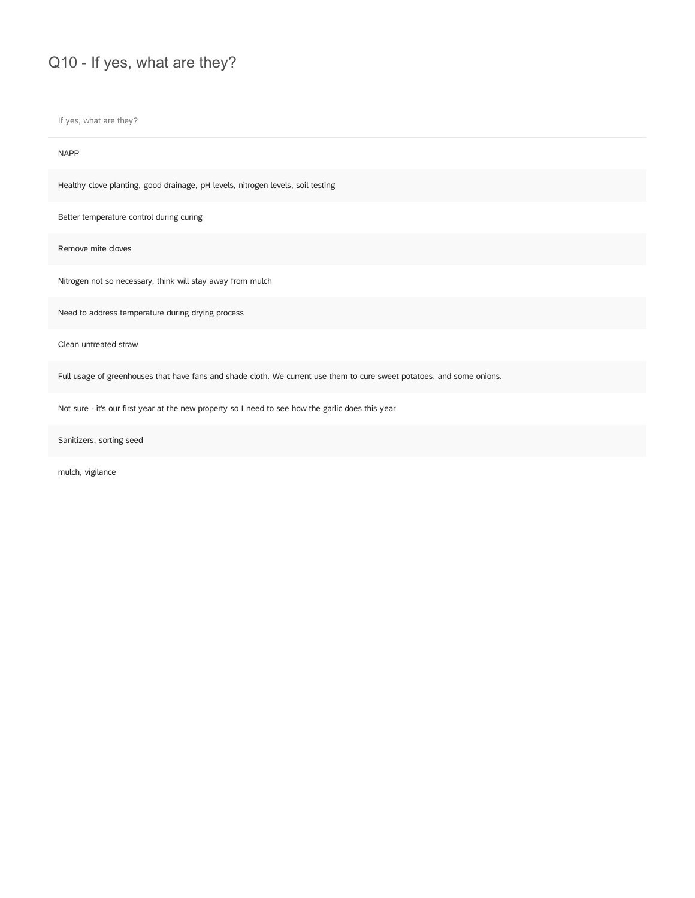# Q10 - If yes, what are they?

| If yes, what are they? |
|---|
| NAPP |
| Healthy clove planting, good drainage, pH levels, nitrogen levels, soil testing |
| Better temperature control during curing |
| Remove mite cloves |
| Nitrogen not so necessary, think will stay away from mulch |
| Need to address temperature during drying process |
| Clean untreated straw |
| Full usage of greenhouses that have fans and shade cloth. We current use them to cure sweet potatoes, and some onions. |
| Not sure - it's our first year at the new property so I need to see how the garlic does this year |
| Sanitizers, sorting seed |
| mulch, vigilance |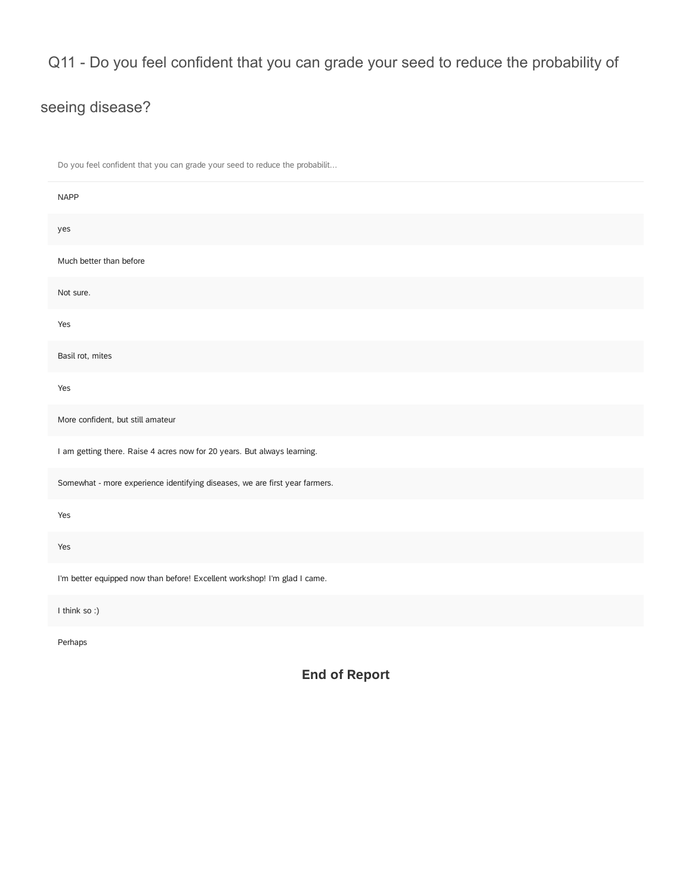## Q11 - Do you feel confident that you can grade your seed to reduce the probability of seeing disease?

| Do you feel confident that you can grade your seed to reduce the probabilit... |
|---|
| NAPP |
| yes |
| Much better than before |
| Not sure. |
| Yes |
| Basil rot, mites |
| Yes |
| More confident, but still amateur |
| I am getting there. Raise 4 acres now for 20 years. But always learning. |
| Somewhat - more experience identifying diseases, we are first year farmers. |
| Yes |
| Yes |
| I'm better equipped now than before! Excellent workshop! I'm glad I came. |
| I think so :) |
| Perhaps |

**End of Report**